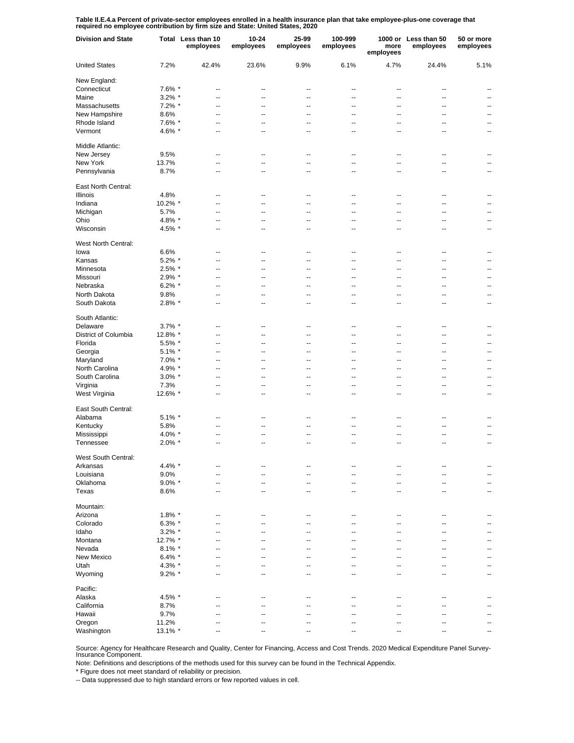**Table II.E.4.a Percent of private-sector employees enrolled in a health insurance plan that take employee-plus-one coverage that required no employee contribution by firm size and State: United States, 2020**

| Division and State | Total | Less than 10 employees | 10-24 employees | 25-99 employees | 100-999 employees | 1000 or more employees | Less than 50 employees | 50 or more employees |
|---|---|---|---|---|---|---|---|---|
| United States | 7.2% | 42.4% | 23.6% | 9.9% | 6.1% | 4.7% | 24.4% | 5.1% |
| New England: | | | | | | | | |
| Connecticut | 7.6% * | -- | -- | -- | -- | -- | -- | -- |
| Maine | 3.2% * | -- | -- | -- | -- | -- | -- | -- |
| Massachusetts | 7.2% * | -- | -- | -- | -- | -- | -- | -- |
| New Hampshire | 8.6% | -- | -- | -- | -- | -- | -- | -- |
| Rhode Island | 7.6% * | -- | -- | -- | -- | -- | -- | -- |
| Vermont | 4.6% * | -- | -- | -- | -- | -- | -- | -- |
| Middle Atlantic: | | | | | | | | |
| New Jersey | 9.5% | -- | -- | -- | -- | -- | -- | -- |
| New York | 13.7% | -- | -- | -- | -- | -- | -- | -- |
| Pennsylvania | 8.7% | -- | -- | -- | -- | -- | -- | -- |
| East North Central: | | | | | | | | |
| Illinois | 4.8% | -- | -- | -- | -- | -- | -- | -- |
| Indiana | 10.2% * | -- | -- | -- | -- | -- | -- | -- |
| Michigan | 5.7% | -- | -- | -- | -- | -- | -- | -- |
| Ohio | 4.8% * | -- | -- | -- | -- | -- | -- | -- |
| Wisconsin | 4.5% * | -- | -- | -- | -- | -- | -- | -- |
| West North Central: | | | | | | | | |
| Iowa | 6.6% | -- | -- | -- | -- | -- | -- | -- |
| Kansas | 5.2% * | -- | -- | -- | -- | -- | -- | -- |
| Minnesota | 2.5% * | -- | -- | -- | -- | -- | -- | -- |
| Missouri | 2.9% * | -- | -- | -- | -- | -- | -- | -- |
| Nebraska | 6.2% * | -- | -- | -- | -- | -- | -- | -- |
| North Dakota | 9.8% | -- | -- | -- | -- | -- | -- | -- |
| South Dakota | 2.8% * | -- | -- | -- | -- | -- | -- | -- |
| South Atlantic: | | | | | | | | |
| Delaware | 3.7% * | -- | -- | -- | -- | -- | -- | -- |
| District of Columbia | 12.8% * | -- | -- | -- | -- | -- | -- | -- |
| Florida | 5.5% * | -- | -- | -- | -- | -- | -- | -- |
| Georgia | 5.1% * | -- | -- | -- | -- | -- | -- | -- |
| Maryland | 7.0% * | -- | -- | -- | -- | -- | -- | -- |
| North Carolina | 4.9% * | -- | -- | -- | -- | -- | -- | -- |
| South Carolina | 3.0% * | -- | -- | -- | -- | -- | -- | -- |
| Virginia | 7.3% | -- | -- | -- | -- | -- | -- | -- |
| West Virginia | 12.6% * | -- | -- | -- | -- | -- | -- | -- |
| East South Central: | | | | | | | | |
| Alabama | 5.1% * | -- | -- | -- | -- | -- | -- | -- |
| Kentucky | 5.8% | -- | -- | -- | -- | -- | -- | -- |
| Mississippi | 4.0% * | -- | -- | -- | -- | -- | -- | -- |
| Tennessee | 2.0% * | -- | -- | -- | -- | -- | -- | -- |
| West South Central: | | | | | | | | |
| Arkansas | 4.4% * | -- | -- | -- | -- | -- | -- | -- |
| Louisiana | 9.0% | -- | -- | -- | -- | -- | -- | -- |
| Oklahoma | 9.0% * | -- | -- | -- | -- | -- | -- | -- |
| Texas | 8.6% | -- | -- | -- | -- | -- | -- | -- |
| Mountain: | | | | | | | | |
| Arizona | 1.8% * | -- | -- | -- | -- | -- | -- | -- |
| Colorado | 6.3% * | -- | -- | -- | -- | -- | -- | -- |
| Idaho | 3.2% * | -- | -- | -- | -- | -- | -- | -- |
| Montana | 12.7% * | -- | -- | -- | -- | -- | -- | -- |
| Nevada | 8.1% * | -- | -- | -- | -- | -- | -- | -- |
| New Mexico | 6.4% * | -- | -- | -- | -- | -- | -- | -- |
| Utah | 4.3% * | -- | -- | -- | -- | -- | -- | -- |
| Wyoming | 9.2% * | -- | -- | -- | -- | -- | -- | -- |
| Pacific: | | | | | | | | |
| Alaska | 4.5% * | -- | -- | -- | -- | -- | -- | -- |
| California | 8.7% | -- | -- | -- | -- | -- | -- | -- |
| Hawaii | 9.7% | -- | -- | -- | -- | -- | -- | -- |
| Oregon | 11.2% | -- | -- | -- | -- | -- | -- | -- |
| Washington | 13.1% * | -- | -- | -- | -- | -- | -- | -- |

Source: Agency for Healthcare Research and Quality, Center for Financing, Access and Cost Trends. 2020 Medical Expenditure Panel Survey-Insurance Component.

Note: Definitions and descriptions of the methods used for this survey can be found in the Technical Appendix.

* Figure does not meet standard of reliability or precision.

-- Data suppressed due to high standard errors or few reported values in cell.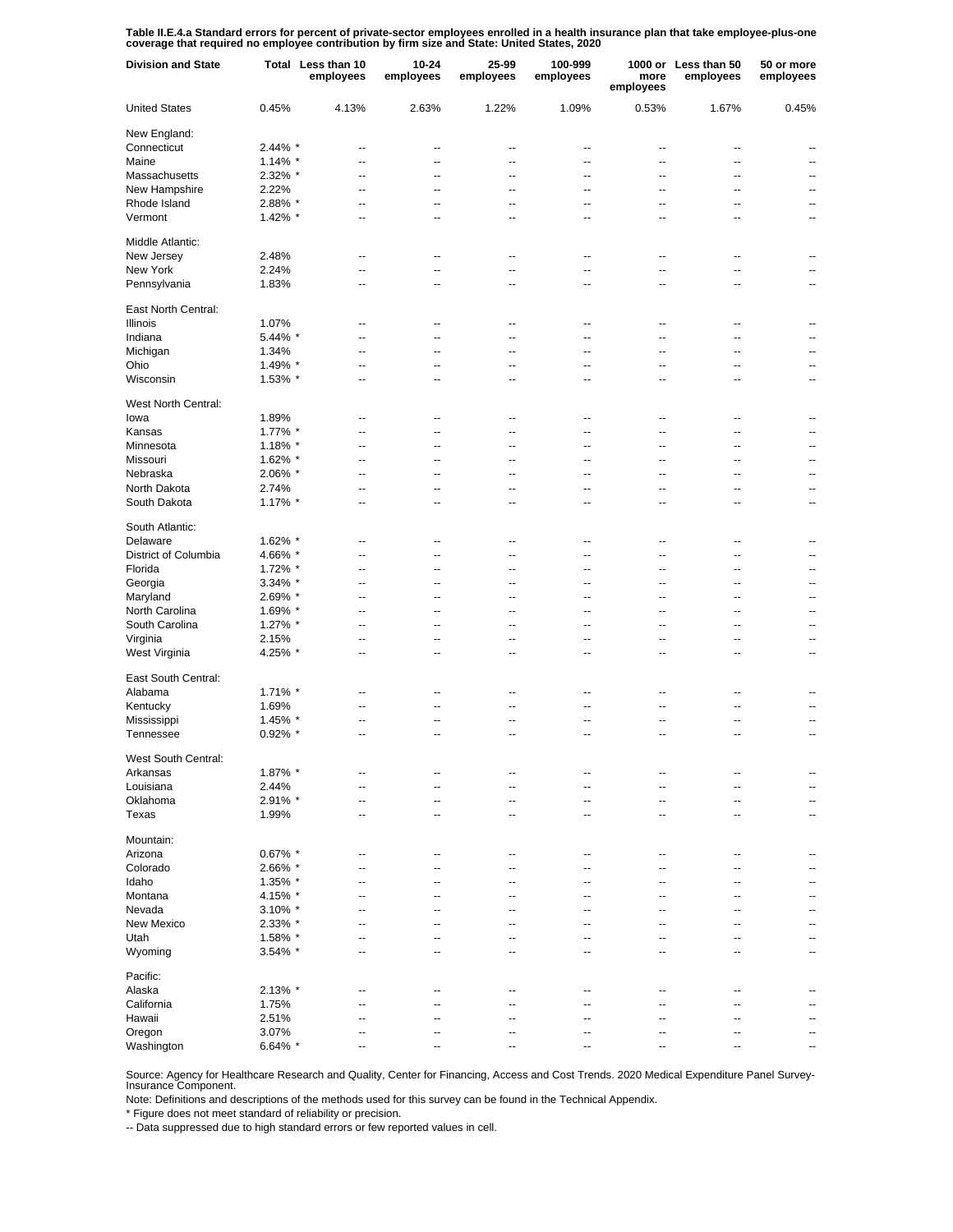**Table II.E.4.a Standard errors for percent of private-sector employees enrolled in a health insurance plan that take employee-plus-one coverage that required no employee contribution by firm size and State: United States, 2020**

| Division and State | Total | Less than 10 employees | 10-24 employees | 25-99 employees | 100-999 employees | 1000 or more employees | Less than 50 employees | 50 or more employees |
|---|---|---|---|---|---|---|---|---|
| United States | 0.45% | 4.13% | 2.63% | 1.22% | 1.09% | 0.53% | 1.67% | 0.45% |
| New England: | | | | | | | | |
| Connecticut | 2.44% * | -- | -- | -- | -- | -- | -- | -- |
| Maine | 1.14% * | -- | -- | -- | -- | -- | -- | -- |
| Massachusetts | 2.32% * | -- | -- | -- | -- | -- | -- | -- |
| New Hampshire | 2.22% | -- | -- | -- | -- | -- | -- | -- |
| Rhode Island | 2.88% * | -- | -- | -- | -- | -- | -- | -- |
| Vermont | 1.42% * | -- | -- | -- | -- | -- | -- | -- |
| Middle Atlantic: | | | | | | | | |
| New Jersey | 2.48% | -- | -- | -- | -- | -- | -- | -- |
| New York | 2.24% | -- | -- | -- | -- | -- | -- | -- |
| Pennsylvania | 1.83% | -- | -- | -- | -- | -- | -- | -- |
| East North Central: | | | | | | | | |
| Illinois | 1.07% | -- | -- | -- | -- | -- | -- | -- |
| Indiana | 5.44% * | -- | -- | -- | -- | -- | -- | -- |
| Michigan | 1.34% | -- | -- | -- | -- | -- | -- | -- |
| Ohio | 1.49% * | -- | -- | -- | -- | -- | -- | -- |
| Wisconsin | 1.53% * | -- | -- | -- | -- | -- | -- | -- |
| West North Central: | | | | | | | | |
| Iowa | 1.89% | -- | -- | -- | -- | -- | -- | -- |
| Kansas | 1.77% * | -- | -- | -- | -- | -- | -- | -- |
| Minnesota | 1.18% * | -- | -- | -- | -- | -- | -- | -- |
| Missouri | 1.62% * | -- | -- | -- | -- | -- | -- | -- |
| Nebraska | 2.06% * | -- | -- | -- | -- | -- | -- | -- |
| North Dakota | 2.74% | -- | -- | -- | -- | -- | -- | -- |
| South Dakota | 1.17% * | -- | -- | -- | -- | -- | -- | -- |
| South Atlantic: | | | | | | | | |
| Delaware | 1.62% * | -- | -- | -- | -- | -- | -- | -- |
| District of Columbia | 4.66% * | -- | -- | -- | -- | -- | -- | -- |
| Florida | 1.72% * | -- | -- | -- | -- | -- | -- | -- |
| Georgia | 3.34% * | -- | -- | -- | -- | -- | -- | -- |
| Maryland | 2.69% * | -- | -- | -- | -- | -- | -- | -- |
| North Carolina | 1.69% * | -- | -- | -- | -- | -- | -- | -- |
| South Carolina | 1.27% * | -- | -- | -- | -- | -- | -- | -- |
| Virginia | 2.15% | -- | -- | -- | -- | -- | -- | -- |
| West Virginia | 4.25% * | -- | -- | -- | -- | -- | -- | -- |
| East South Central: | | | | | | | | |
| Alabama | 1.71% * | -- | -- | -- | -- | -- | -- | -- |
| Kentucky | 1.69% | -- | -- | -- | -- | -- | -- | -- |
| Mississippi | 1.45% * | -- | -- | -- | -- | -- | -- | -- |
| Tennessee | 0.92% * | -- | -- | -- | -- | -- | -- | -- |
| West South Central: | | | | | | | | |
| Arkansas | 1.87% * | -- | -- | -- | -- | -- | -- | -- |
| Louisiana | 2.44% | -- | -- | -- | -- | -- | -- | -- |
| Oklahoma | 2.91% * | -- | -- | -- | -- | -- | -- | -- |
| Texas | 1.99% | -- | -- | -- | -- | -- | -- | -- |
| Mountain: | | | | | | | | |
| Arizona | 0.67% * | -- | -- | -- | -- | -- | -- | -- |
| Colorado | 2.66% * | -- | -- | -- | -- | -- | -- | -- |
| Idaho | 1.35% * | -- | -- | -- | -- | -- | -- | -- |
| Montana | 4.15% * | -- | -- | -- | -- | -- | -- | -- |
| Nevada | 3.10% * | -- | -- | -- | -- | -- | -- | -- |
| New Mexico | 2.33% * | -- | -- | -- | -- | -- | -- | -- |
| Utah | 1.58% * | -- | -- | -- | -- | -- | -- | -- |
| Wyoming | 3.54% * | -- | -- | -- | -- | -- | -- | -- |
| Pacific: | | | | | | | | |
| Alaska | 2.13% * | -- | -- | -- | -- | -- | -- | -- |
| California | 1.75% | -- | -- | -- | -- | -- | -- | -- |
| Hawaii | 2.51% | -- | -- | -- | -- | -- | -- | -- |
| Oregon | 3.07% | -- | -- | -- | -- | -- | -- | -- |
| Washington | 6.64% * | -- | -- | -- | -- | -- | -- | -- |

Source: Agency for Healthcare Research and Quality, Center for Financing, Access and Cost Trends. 2020 Medical Expenditure Panel Survey-Insurance Component.

Note: Definitions and descriptions of the methods used for this survey can be found in the Technical Appendix.

* Figure does not meet standard of reliability or precision.

-- Data suppressed due to high standard errors or few reported values in cell.